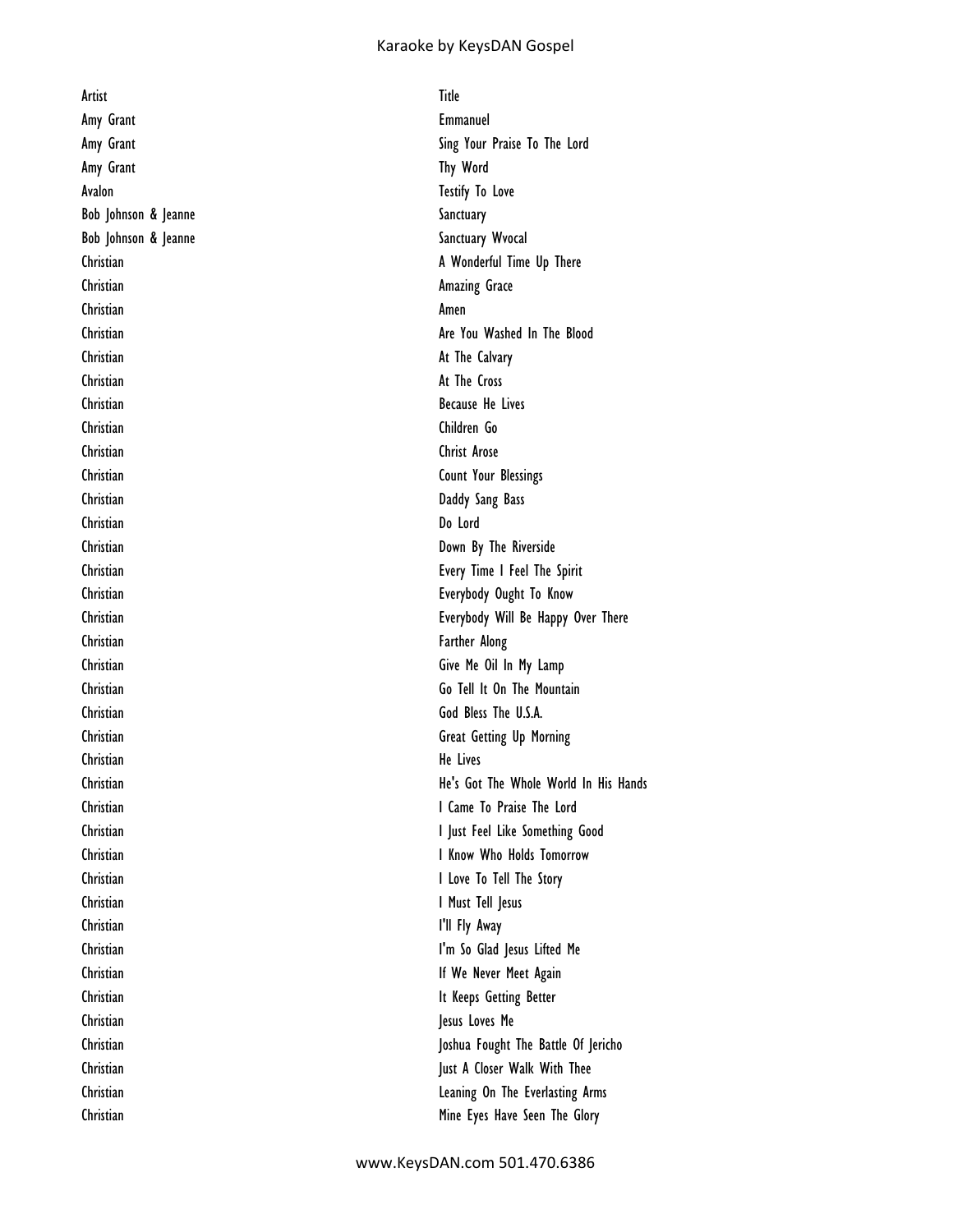| Artist | Title |
| --- | --- |
| Amy Grant | Emmanuel |
| Amy Grant | Sing Your Praise To The Lord |
| Amy Grant | Thy Word |
| Avalon | Testify To Love |
| Bob Johnson & Jeanne | Sanctuary |
| Bob Johnson & Jeanne | Sanctuary Wvocal |
| Christian | A Wonderful Time Up There |
| Christian | Amazing Grace |
| Christian | Amen |
| Christian | Are You Washed In The Blood |
| Christian | At The Calvary |
| Christian | At The Cross |
| Christian | Because He Lives |
| Christian | Children Go |
| Christian | Christ Arose |
| Christian | Count Your Blessings |
| Christian | Daddy Sang Bass |
| Christian | Do Lord |
| Christian | Down By The Riverside |
| Christian | Every Time I Feel The Spirit |
| Christian | Everybody Ought To Know |
| Christian | Everybody Will Be Happy Over There |
| Christian | Farther Along |
| Christian | Give Me Oil In My Lamp |
| Christian | Go Tell It On The Mountain |
| Christian | God Bless The U.S.A. |
| Christian | Great Getting Up Morning |
| Christian | He Lives |
| Christian | He's Got The Whole World In His Hands |
| Christian | I Came To Praise The Lord |
| Christian | I Just Feel Like Something Good |
| Christian | I Know Who Holds Tomorrow |
| Christian | I Love To Tell The Story |
| Christian | I Must Tell Jesus |
| Christian | I'll Fly Away |
| Christian | I'm So Glad Jesus Lifted Me |
| Christian | If We Never Meet Again |
| Christian | It Keeps Getting Better |
| Christian | Jesus Loves Me |
| Christian | Joshua Fought The Battle Of Jericho |
| Christian | Just A Closer Walk With Thee |
| Christian | Leaning On The Everlasting Arms |
| Christian | Mine Eyes Have Seen The Glory |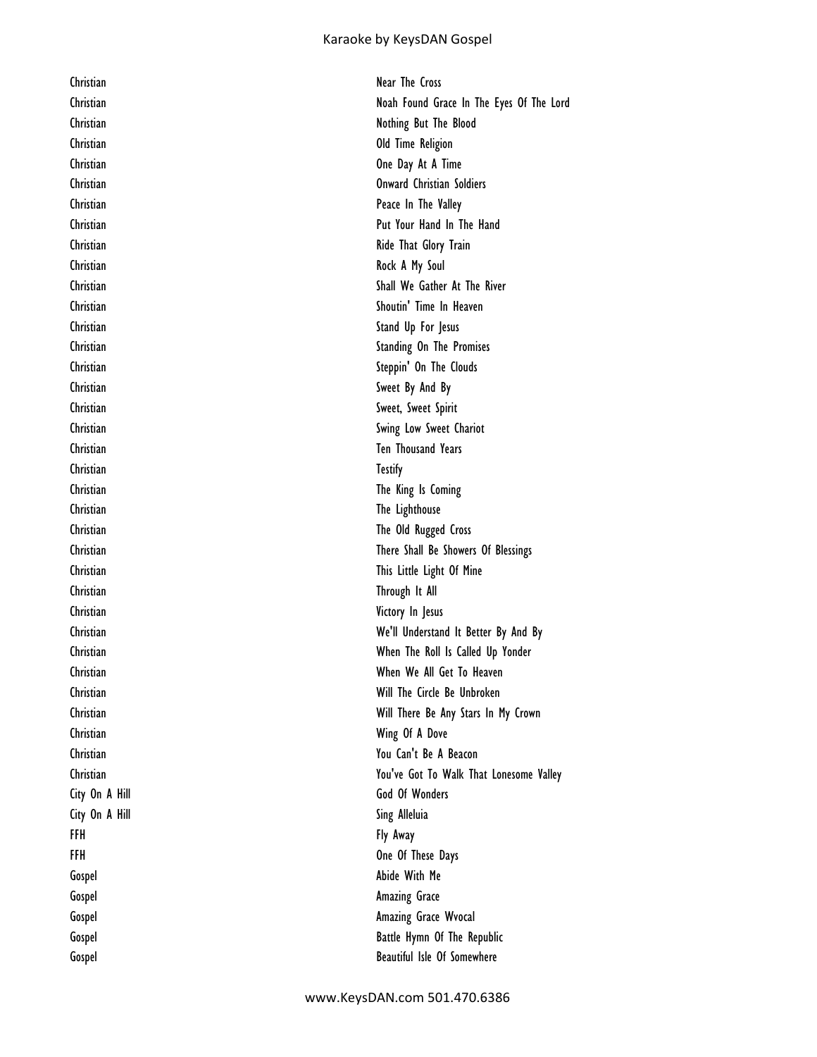| Christian | Near The Cross |
|---|---|
| Christian | Noah Found Grace In The Eyes Of The Lord |
| Christian | Nothing But The Blood |
| Christian | Old Time Religion |
| Christian | One Day At A Time |
| Christian | Onward Christian Soldiers |
| Christian | Peace In The Valley |
| Christian | Put Your Hand In The Hand |
| Christian | Ride That Glory Train |
| Christian | Rock A My Soul |
| Christian | Shall We Gather At The River |
| Christian | Shoutin' Time In Heaven |
| Christian | Stand Up For Jesus |
| Christian | Standing On The Promises |
| Christian | Steppin' On The Clouds |
| Christian | Sweet By And By |
| Christian | Sweet, Sweet Spirit |
| Christian | Swing Low Sweet Chariot |
| Christian | Ten Thousand Years |
| Christian | Testify |
| Christian | The King Is Coming |
| Christian | The Lighthouse |
| Christian | The Old Rugged Cross |
| Christian | There Shall Be Showers Of Blessings |
| Christian | This Little Light Of Mine |
| Christian | Through It All |
| Christian | Victory In Jesus |
| Christian | We'll Understand It Better By And By |
| Christian | When The Roll Is Called Up Yonder |
| Christian | When We All Get To Heaven |
| Christian | Will The Circle Be Unbroken |
| Christian | Will There Be Any Stars In My Crown |
| Christian | Wing Of A Dove |
| Christian | You Can't Be A Beacon |
| Christian | You've Got To Walk That Lonesome Valley |
| City On A Hill | God Of Wonders |
| City On A Hill | Sing Alleluia |
| FFH | Fly Away |
| FFH | One Of These Days |
| Gospel | Abide With Me |
| Gospel | Amazing Grace |
| Gospel | Amazing Grace Wvocal |
| Gospel | Battle Hymn Of The Republic |
| Gospel | Beautiful Isle Of Somewhere |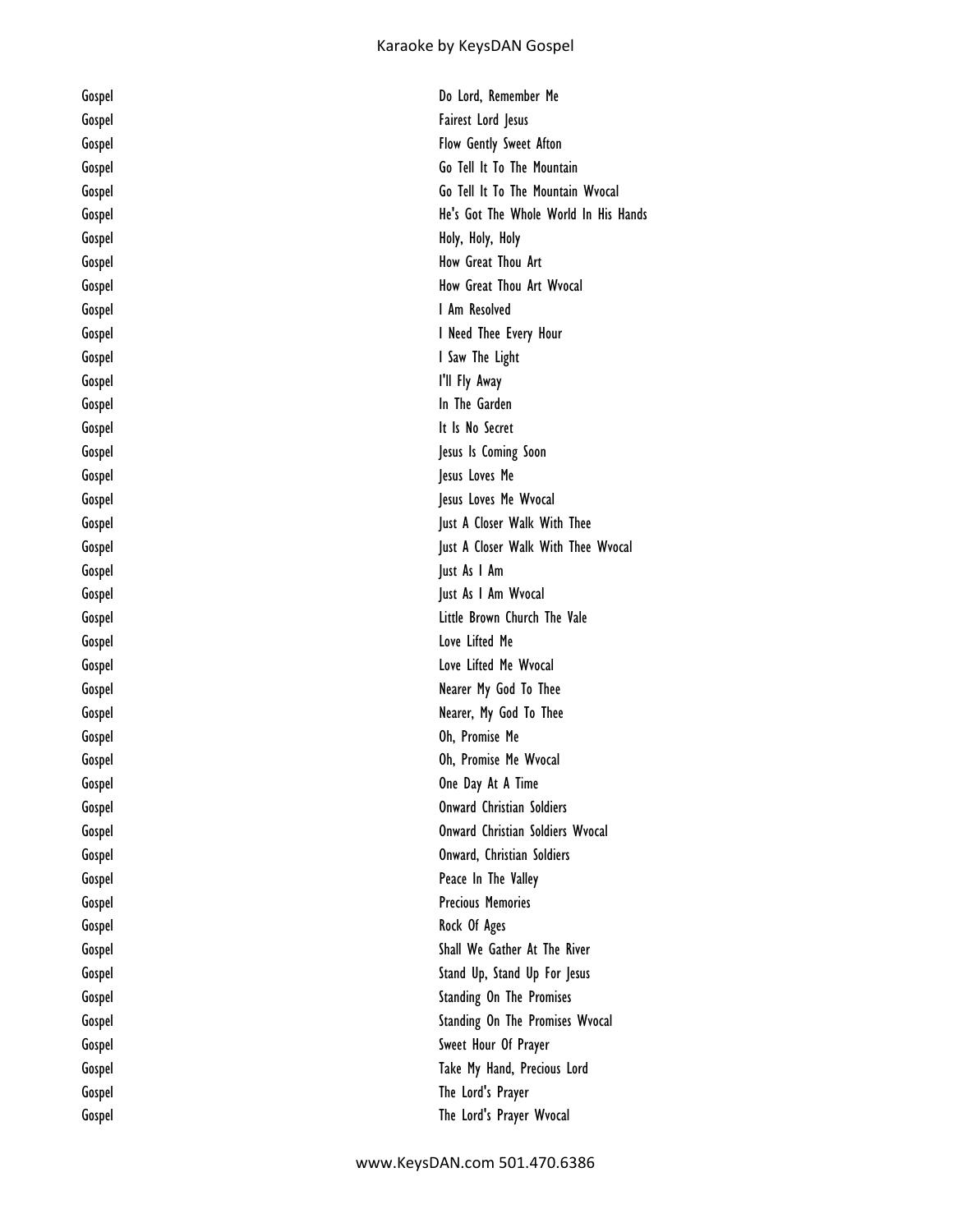| | |
|---|---|
| Gospel | Do Lord, Remember Me |
| Gospel | Fairest Lord Jesus |
| Gospel | Flow Gently Sweet Afton |
| Gospel | Go Tell It To The Mountain |
| Gospel | Go Tell It To The Mountain Wvocal |
| Gospel | He's Got The Whole World In His Hands |
| Gospel | Holy, Holy, Holy |
| Gospel | How Great Thou Art |
| Gospel | How Great Thou Art Wvocal |
| Gospel | I Am Resolved |
| Gospel | I Need Thee Every Hour |
| Gospel | I Saw The Light |
| Gospel | I'll Fly Away |
| Gospel | In The Garden |
| Gospel | It Is No Secret |
| Gospel | Jesus Is Coming Soon |
| Gospel | Jesus Loves Me |
| Gospel | Jesus Loves Me Wvocal |
| Gospel | Just A Closer Walk With Thee |
| Gospel | Just A Closer Walk With Thee Wvocal |
| Gospel | Just As I Am |
| Gospel | Just As I Am Wvocal |
| Gospel | Little Brown Church The Vale |
| Gospel | Love Lifted Me |
| Gospel | Love Lifted Me Wvocal |
| Gospel | Nearer My God To Thee |
| Gospel | Nearer, My God To Thee |
| Gospel | Oh, Promise Me |
| Gospel | Oh, Promise Me Wvocal |
| Gospel | One Day At A Time |
| Gospel | Onward Christian Soldiers |
| Gospel | Onward Christian Soldiers Wvocal |
| Gospel | Onward, Christian Soldiers |
| Gospel | Peace In The Valley |
| Gospel | Precious Memories |
| Gospel | Rock Of Ages |
| Gospel | Shall We Gather At The River |
| Gospel | Stand Up, Stand Up For Jesus |
| Gospel | Standing On The Promises |
| Gospel | Standing On The Promises Wvocal |
| Gospel | Sweet Hour Of Prayer |
| Gospel | Take My Hand, Precious Lord |
| Gospel | The Lord's Prayer |
| Gospel | The Lord's Prayer Wvocal |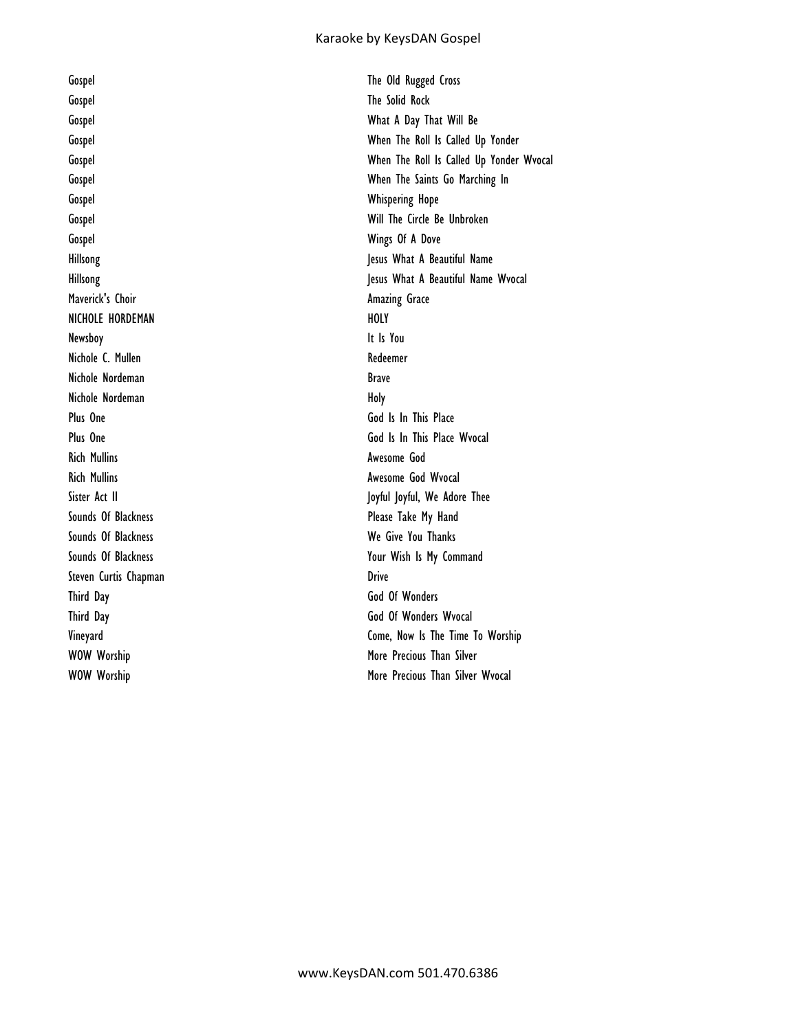| | |
|---|---|
| Gospel | The Old Rugged Cross |
| Gospel | The Solid Rock |
| Gospel | What A Day That Will Be |
| Gospel | When The Roll Is Called Up Yonder |
| Gospel | When The Roll Is Called Up Yonder Wvocal |
| Gospel | When The Saints Go Marching In |
| Gospel | Whispering Hope |
| Gospel | Will The Circle Be Unbroken |
| Gospel | Wings Of A Dove |
| Hillsong | Jesus What A Beautiful Name |
| Hillsong | Jesus What A Beautiful Name Wvocal |
| Maverick's Choir | Amazing Grace |
| NICHOLE HORDEMAN | HOLY |
| Newsboy | It Is You |
| Nichole C. Mullen | Redeemer |
| Nichole Nordeman | Brave |
| Nichole Nordeman | Holy |
| Plus One | God Is In This Place |
| Plus One | God Is In This Place Wvocal |
| Rich Mullins | Awesome God |
| Rich Mullins | Awesome God Wvocal |
| Sister Act II | Joyful Joyful, We Adore Thee |
| Sounds Of Blackness | Please Take My Hand |
| Sounds Of Blackness | We Give You Thanks |
| Sounds Of Blackness | Your Wish Is My Command |
| Steven Curtis Chapman | Drive |
| Third Day | God Of Wonders |
| Third Day | God Of Wonders Wvocal |
| Vineyard | Come, Now Is The Time To Worship |
| WOW Worship | More Precious Than Silver |
| WOW Worship | More Precious Than Silver Wvocal |